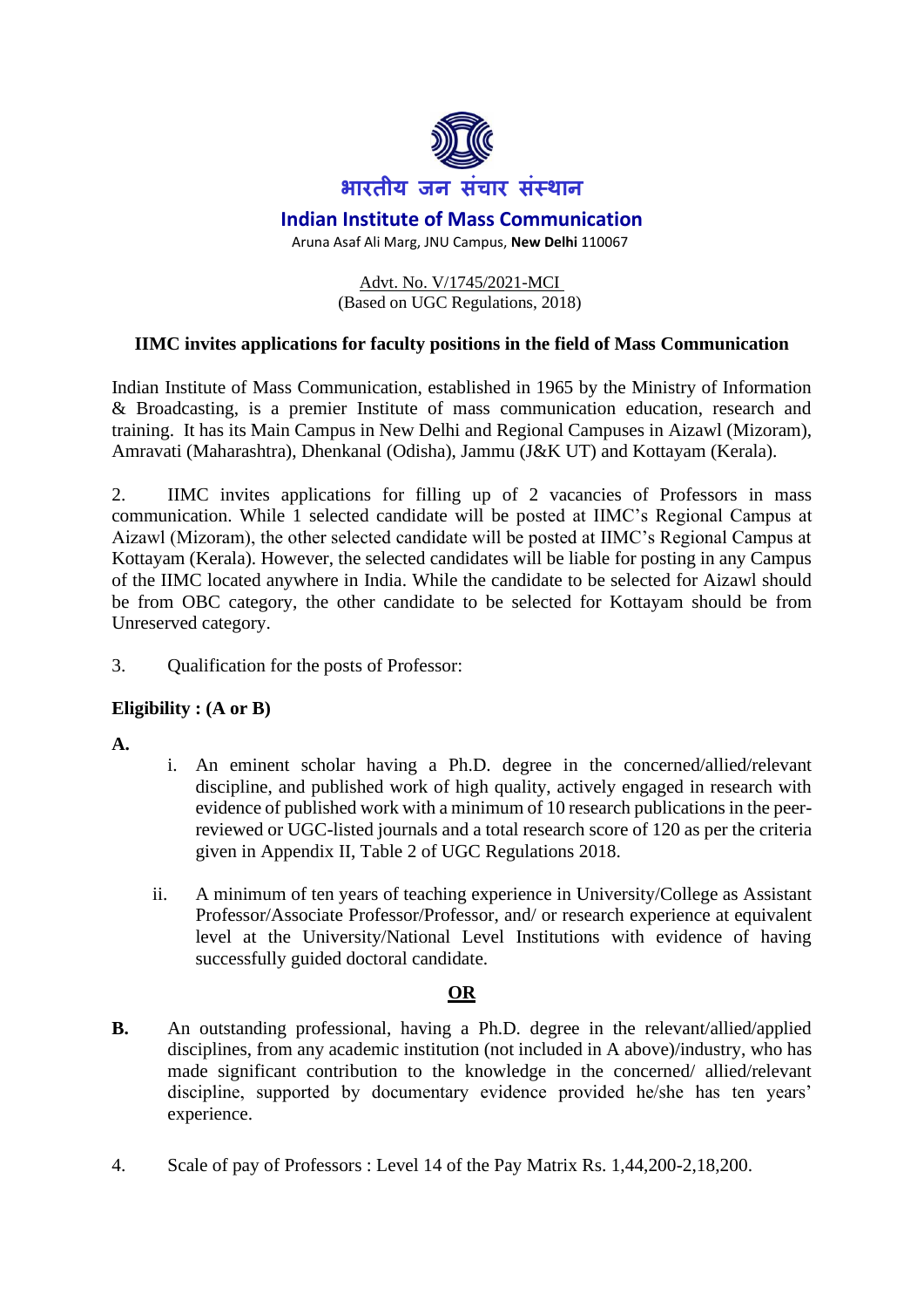भारतीय जन संचार संस्थान

**Indian Institute of Mass Communication**

Aruna Asaf Ali Marg, JNU Campus, **New Delhi** 110067

Advt. No. V/1745/2021-MCI
(Based on UGC Regulations, 2018)

**IIMC invites applications for faculty positions in the field of Mass Communication**

Indian Institute of Mass Communication, established in 1965 by the Ministry of Information & Broadcasting, is a premier Institute of mass communication education, research and training. It has its Main Campus in New Delhi and Regional Campuses in Aizawl (Mizoram), Amravati (Maharashtra), Dhenkanal (Odisha), Jammu (J&K UT) and Kottayam (Kerala).

2. IIMC invites applications for filling up of 2 vacancies of Professors in mass communication. While 1 selected candidate will be posted at IIMC's Regional Campus at Aizawl (Mizoram), the other selected candidate will be posted at IIMC's Regional Campus at Kottayam (Kerala). However, the selected candidates will be liable for posting in any Campus of the IIMC located anywhere in India. While the candidate to be selected for Aizawl should be from OBC category, the other candidate to be selected for Kottayam should be from Unreserved category.

3. Qualification for the posts of Professor:

**Eligibility : (A or B)**

**A.**

i. An eminent scholar having a Ph.D. degree in the concerned/allied/relevant discipline, and published work of high quality, actively engaged in research with evidence of published work with a minimum of 10 research publications in the peer-reviewed or UGC-listed journals and a total research score of 120 as per the criteria given in Appendix II, Table 2 of UGC Regulations 2018.

ii. A minimum of ten years of teaching experience in University/College as Assistant Professor/Associate Professor/Professor, and/ or research experience at equivalent level at the University/National Level Institutions with evidence of having successfully guided doctoral candidate.

**OR**

**B.** An outstanding professional, having a Ph.D. degree in the relevant/allied/applied disciplines, from any academic institution (not included in A above)/industry, who has made significant contribution to the knowledge in the concerned/ allied/relevant discipline, supported by documentary evidence provided he/she has ten years' experience.

4. Scale of pay of Professors : Level 14 of the Pay Matrix Rs. 1,44,200-2,18,200.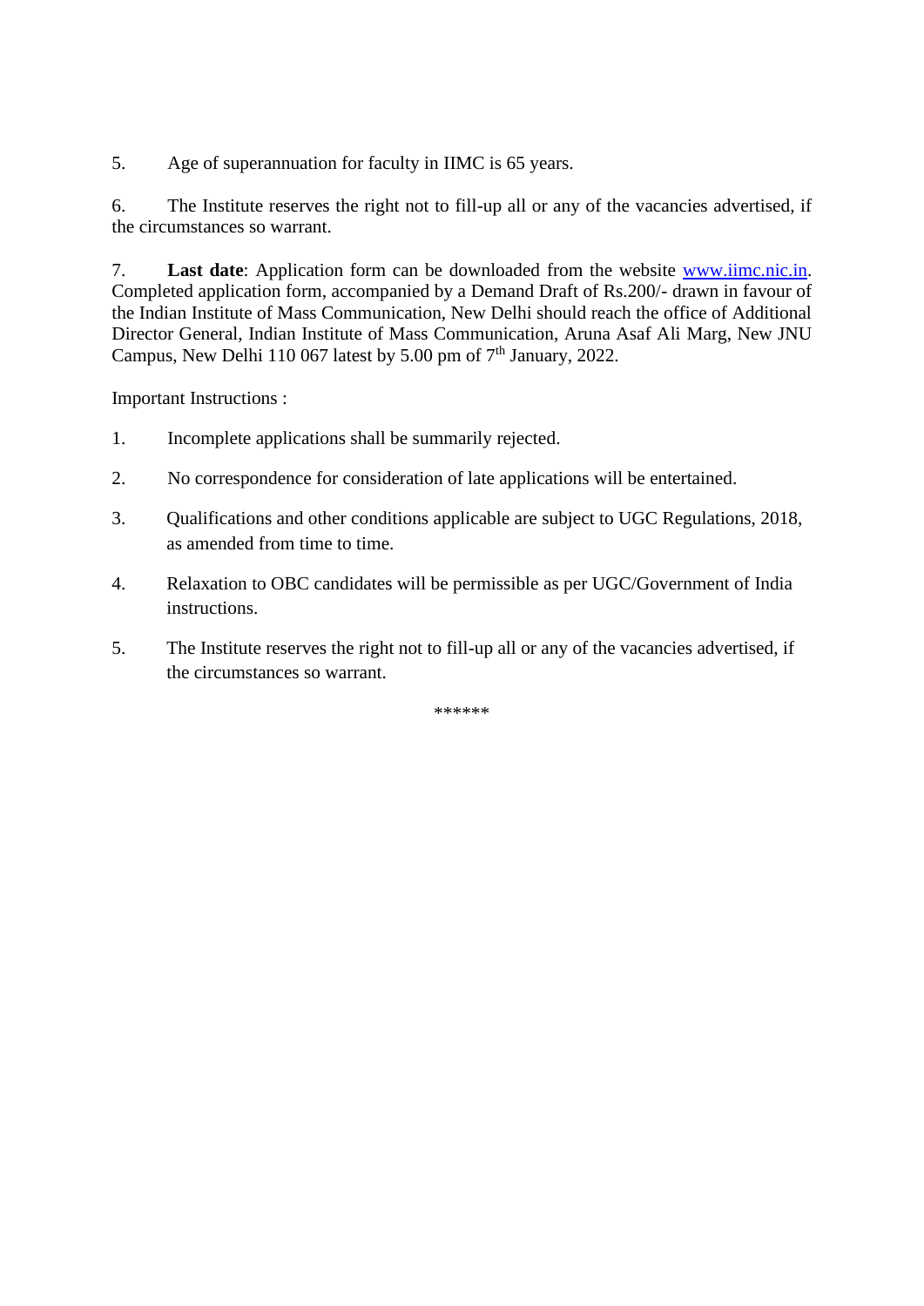5. Age of superannuation for faculty in IIMC is 65 years.

6. The Institute reserves the right not to fill-up all or any of the vacancies advertised, if the circumstances so warrant.

7. **Last date**: Application form can be downloaded from the website [www.iimc.nic.in](http://www.iimc.nic.in). Completed application form, accompanied by a Demand Draft of Rs.200/- drawn in favour of the Indian Institute of Mass Communication, New Delhi should reach the office of Additional Director General, Indian Institute of Mass Communication, Aruna Asaf Ali Marg, New JNU Campus, New Delhi 110 067 latest by 5.00 pm of 7th January, 2022.

Important Instructions :

1. Incomplete applications shall be summarily rejected.
2. No correspondence for consideration of late applications will be entertained.
3. Qualifications and other conditions applicable are subject to UGC Regulations, 2018, as amended from time to time.
4. Relaxation to OBC candidates will be permissible as per UGC/Government of India instructions.
5. The Institute reserves the right not to fill-up all or any of the vacancies advertised, if the circumstances so warrant.

******